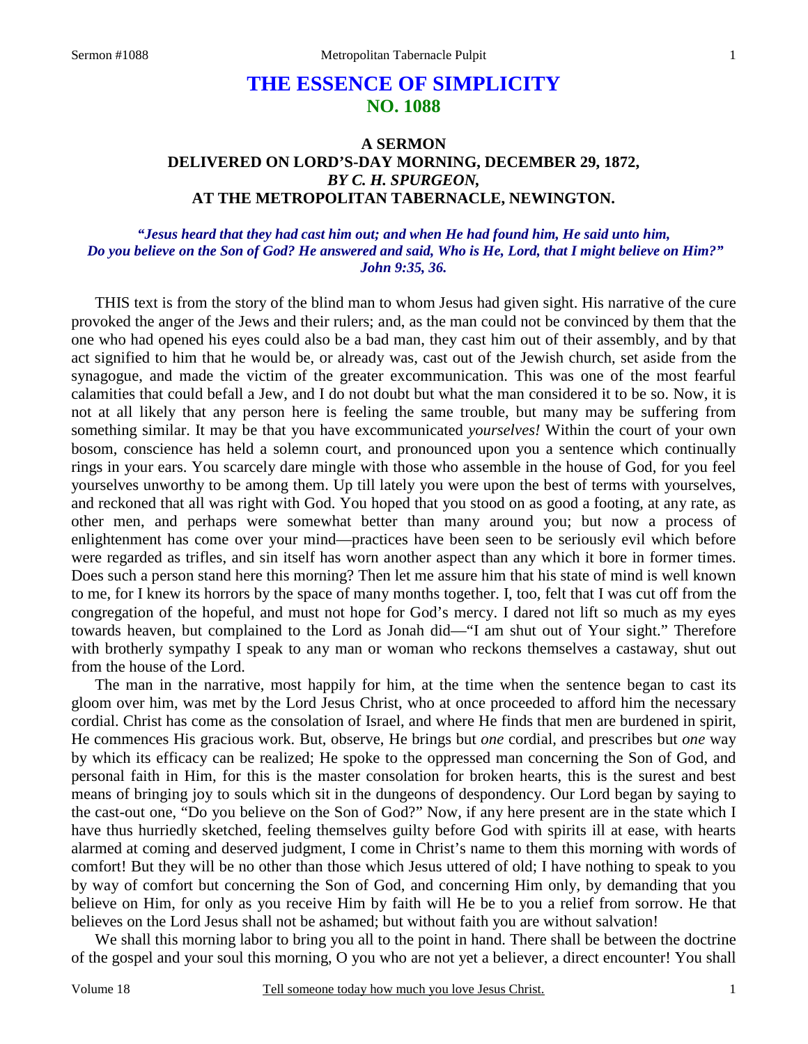# THE ESSENCE OF SIMPLICITY
## NO. 1088

### A SERMON
### DELIVERED ON LORD'S-DAY MORNING, DECEMBER 29, 1872,
### *BY C. H. SPURGEON,*
### AT THE METROPOLITAN TABERNACLE, NEWINGTON.

***"Jesus heard that they had cast him out; and when He had found him, He said unto him, Do you believe on the Son of God? He answered and said, Who is He, Lord, that I might believe on Him?" John 9:35, 36.***

THIS text is from the story of the blind man to whom Jesus had given sight. His narrative of the cure provoked the anger of the Jews and their rulers; and, as the man could not be convinced by them that the one who had opened his eyes could also be a bad man, they cast him out of their assembly, and by that act signified to him that he would be, or already was, cast out of the Jewish church, set aside from the synagogue, and made the victim of the greater excommunication. This was one of the most fearful calamities that could befall a Jew, and I do not doubt but what the man considered it to be so. Now, it is not at all likely that any person here is feeling the same trouble, but many may be suffering from something similar. It may be that you have excommunicated *yourselves!* Within the court of your own bosom, conscience has held a solemn court, and pronounced upon you a sentence which continually rings in your ears. You scarcely dare mingle with those who assemble in the house of God, for you feel yourselves unworthy to be among them. Up till lately you were upon the best of terms with yourselves, and reckoned that all was right with God. You hoped that you stood on as good a footing, at any rate, as other men, and perhaps were somewhat better than many around you; but now a process of enlightenment has come over your mind—practices have been seen to be seriously evil which before were regarded as trifles, and sin itself has worn another aspect than any which it bore in former times. Does such a person stand here this morning? Then let me assure him that his state of mind is well known to me, for I knew its horrors by the space of many months together. I, too, felt that I was cut off from the congregation of the hopeful, and must not hope for God's mercy. I dared not lift so much as my eyes towards heaven, but complained to the Lord as Jonah did—"I am shut out of Your sight." Therefore with brotherly sympathy I speak to any man or woman who reckons themselves a castaway, shut out from the house of the Lord.

The man in the narrative, most happily for him, at the time when the sentence began to cast its gloom over him, was met by the Lord Jesus Christ, who at once proceeded to afford him the necessary cordial. Christ has come as the consolation of Israel, and where He finds that men are burdened in spirit, He commences His gracious work. But, observe, He brings but *one* cordial, and prescribes but *one* way by which its efficacy can be realized; He spoke to the oppressed man concerning the Son of God, and personal faith in Him, for this is the master consolation for broken hearts, this is the surest and best means of bringing joy to souls which sit in the dungeons of despondency. Our Lord began by saying to the cast-out one, "Do you believe on the Son of God?" Now, if any here present are in the state which I have thus hurriedly sketched, feeling themselves guilty before God with spirits ill at ease, with hearts alarmed at coming and deserved judgment, I come in Christ's name to them this morning with words of comfort! But they will be no other than those which Jesus uttered of old; I have nothing to speak to you by way of comfort but concerning the Son of God, and concerning Him only, by demanding that you believe on Him, for only as you receive Him by faith will He be to you a relief from sorrow. He that believes on the Lord Jesus shall not be ashamed; but without faith you are without salvation!

We shall this morning labor to bring you all to the point in hand. There shall be between the doctrine of the gospel and your soul this morning, O you who are not yet a believer, a direct encounter! You shall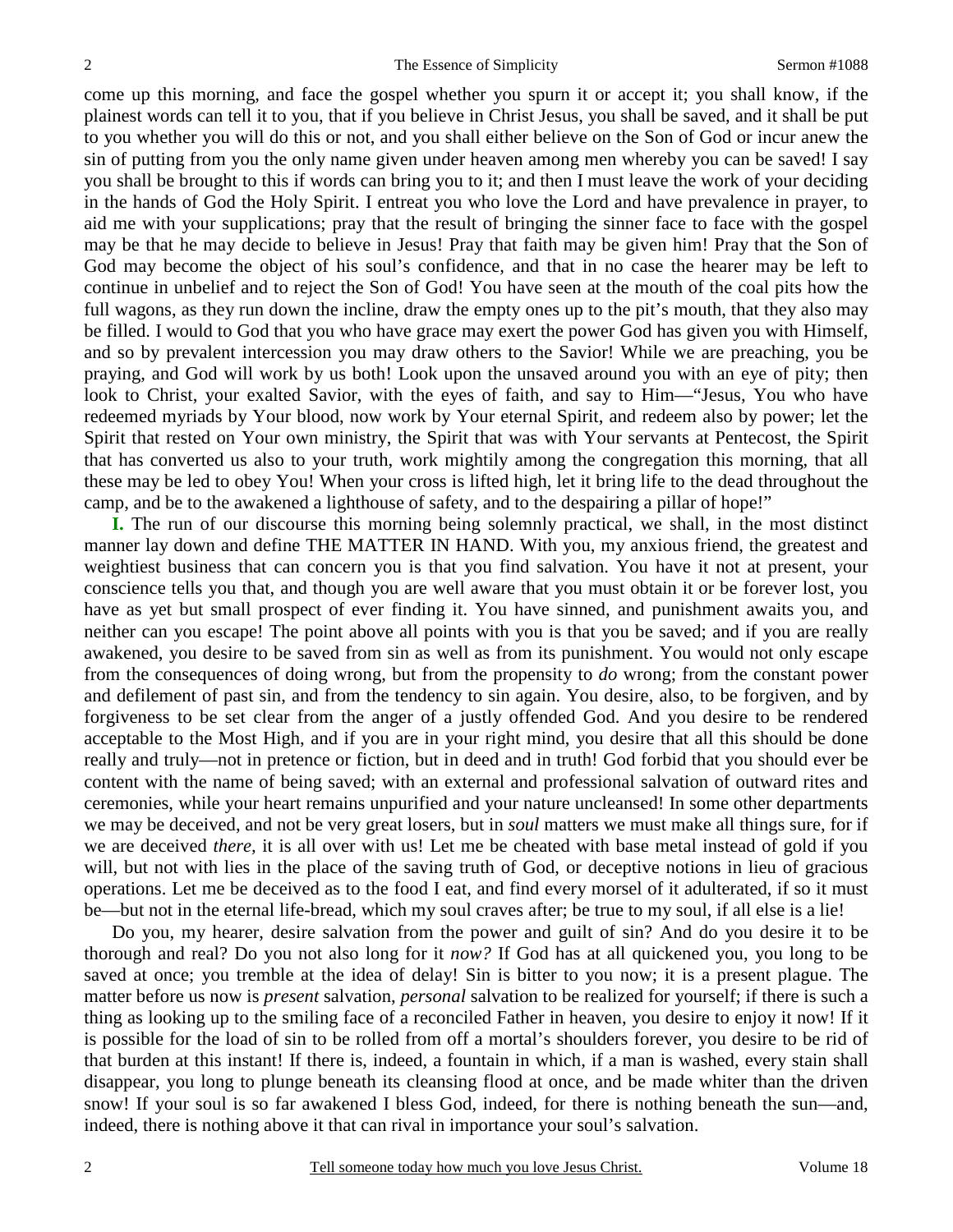come up this morning, and face the gospel whether you spurn it or accept it; you shall know, if the plainest words can tell it to you, that if you believe in Christ Jesus, you shall be saved, and it shall be put to you whether you will do this or not, and you shall either believe on the Son of God or incur anew the sin of putting from you the only name given under heaven among men whereby you can be saved! I say you shall be brought to this if words can bring you to it; and then I must leave the work of your deciding in the hands of God the Holy Spirit. I entreat you who love the Lord and have prevalence in prayer, to aid me with your supplications; pray that the result of bringing the sinner face to face with the gospel may be that he may decide to believe in Jesus! Pray that faith may be given him! Pray that the Son of God may become the object of his soul's confidence, and that in no case the hearer may be left to continue in unbelief and to reject the Son of God! You have seen at the mouth of the coal pits how the full wagons, as they run down the incline, draw the empty ones up to the pit's mouth, that they also may be filled. I would to God that you who have grace may exert the power God has given you with Himself, and so by prevalent intercession you may draw others to the Savior! While we are preaching, you be praying, and God will work by us both! Look upon the unsaved around you with an eye of pity; then look to Christ, your exalted Savior, with the eyes of faith, and say to Him—"Jesus, You who have redeemed myriads by Your blood, now work by Your eternal Spirit, and redeem also by power; let the Spirit that rested on Your own ministry, the Spirit that was with Your servants at Pentecost, the Spirit that has converted us also to your truth, work mightily among the congregation this morning, that all these may be led to obey You! When your cross is lifted high, let it bring life to the dead throughout the camp, and be to the awakened a lighthouse of safety, and to the despairing a pillar of hope!"

**I.** The run of our discourse this morning being solemnly practical, we shall, in the most distinct manner lay down and define THE MATTER IN HAND. With you, my anxious friend, the greatest and weightiest business that can concern you is that you find salvation. You have it not at present, your conscience tells you that, and though you are well aware that you must obtain it or be forever lost, you have as yet but small prospect of ever finding it. You have sinned, and punishment awaits you, and neither can you escape! The point above all points with you is that you be saved; and if you are really awakened, you desire to be saved from sin as well as from its punishment. You would not only escape from the consequences of doing wrong, but from the propensity to *do* wrong; from the constant power and defilement of past sin, and from the tendency to sin again. You desire, also, to be forgiven, and by forgiveness to be set clear from the anger of a justly offended God. And you desire to be rendered acceptable to the Most High, and if you are in your right mind, you desire that all this should be done really and truly—not in pretence or fiction, but in deed and in truth! God forbid that you should ever be content with the name of being saved; with an external and professional salvation of outward rites and ceremonies, while your heart remains unpurified and your nature uncleansed! In some other departments we may be deceived, and not be very great losers, but in *soul* matters we must make all things sure, for if we are deceived *there,* it is all over with us! Let me be cheated with base metal instead of gold if you will, but not with lies in the place of the saving truth of God, or deceptive notions in lieu of gracious operations. Let me be deceived as to the food I eat, and find every morsel of it adulterated, if so it must be—but not in the eternal life-bread, which my soul craves after; be true to my soul, if all else is a lie!

Do you, my hearer, desire salvation from the power and guilt of sin? And do you desire it to be thorough and real? Do you not also long for it *now?* If God has at all quickened you, you long to be saved at once; you tremble at the idea of delay! Sin is bitter to you now; it is a present plague. The matter before us now is *present* salvation, *personal* salvation to be realized for yourself; if there is such a thing as looking up to the smiling face of a reconciled Father in heaven, you desire to enjoy it now! If it is possible for the load of sin to be rolled from off a mortal's shoulders forever, you desire to be rid of that burden at this instant! If there is, indeed, a fountain in which, if a man is washed, every stain shall disappear, you long to plunge beneath its cleansing flood at once, and be made whiter than the driven snow! If your soul is so far awakened I bless God, indeed, for there is nothing beneath the sun—and, indeed, there is nothing above it that can rival in importance your soul's salvation.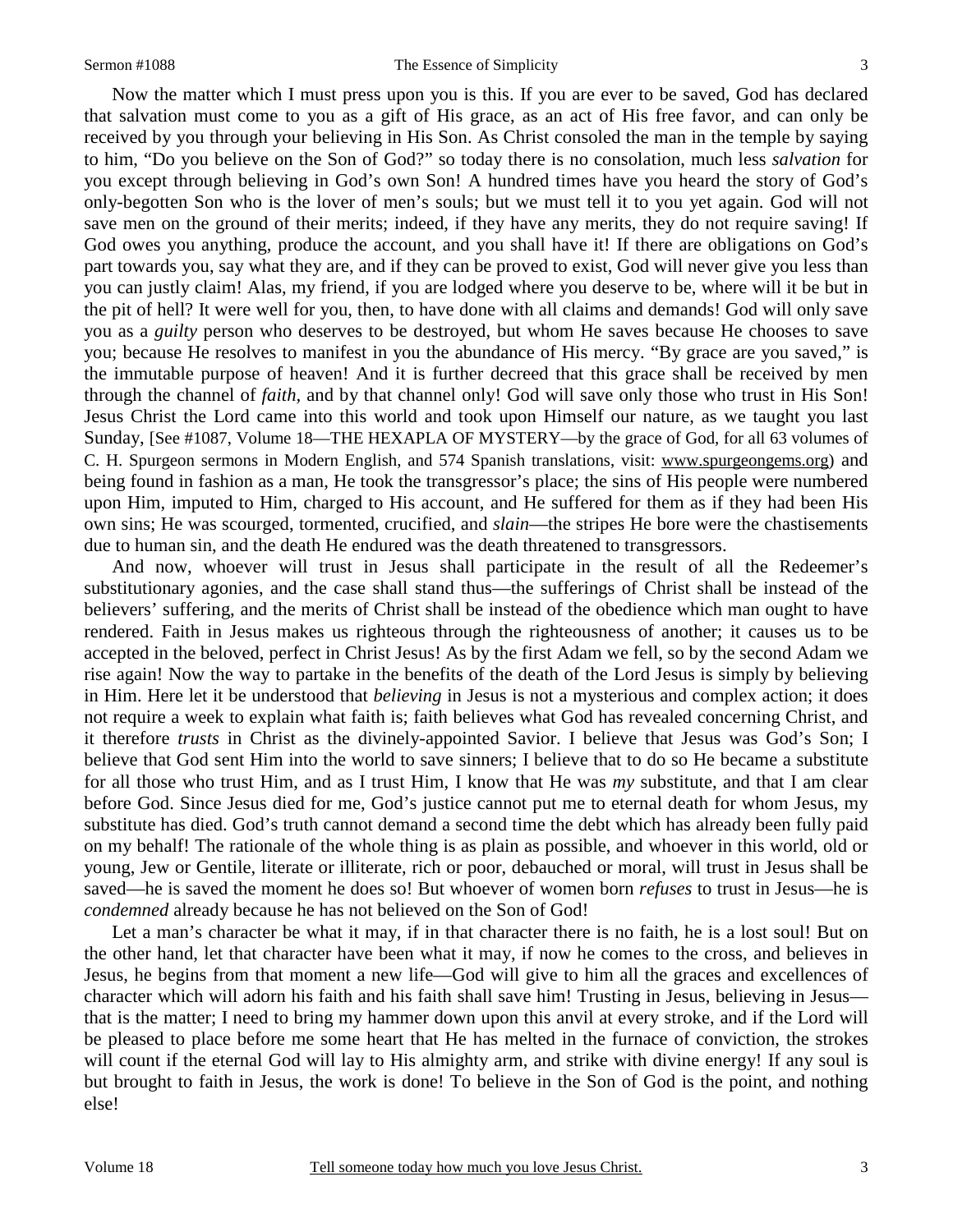Now the matter which I must press upon you is this. If you are ever to be saved, God has declared that salvation must come to you as a gift of His grace, as an act of His free favor, and can only be received by you through your believing in His Son. As Christ consoled the man in the temple by saying to him, "Do you believe on the Son of God?" so today there is no consolation, much less *salvation* for you except through believing in God's own Son! A hundred times have you heard the story of God's only-begotten Son who is the lover of men's souls; but we must tell it to you yet again. God will not save men on the ground of their merits; indeed, if they have any merits, they do not require saving! If God owes you anything, produce the account, and you shall have it! If there are obligations on God's part towards you, say what they are, and if they can be proved to exist, God will never give you less than you can justly claim! Alas, my friend, if you are lodged where you deserve to be, where will it be but in the pit of hell? It were well for you, then, to have done with all claims and demands! God will only save you as a *guilty* person who deserves to be destroyed, but whom He saves because He chooses to save you; because He resolves to manifest in you the abundance of His mercy. "By grace are you saved," is the immutable purpose of heaven! And it is further decreed that this grace shall be received by men through the channel of *faith,* and by that channel only! God will save only those who trust in His Son! Jesus Christ the Lord came into this world and took upon Himself our nature, as we taught you last Sunday, [See #1087, Volume 18—THE HEXAPLA OF MYSTERY—by the grace of God, for all 63 volumes of C. H. Spurgeon sermons in Modern English, and 574 Spanish translations, visit: www.spurgeongems.org) and being found in fashion as a man, He took the transgressor's place; the sins of His people were numbered upon Him, imputed to Him, charged to His account, and He suffered for them as if they had been His own sins; He was scourged, tormented, crucified, and *slain*—the stripes He bore were the chastisements due to human sin, and the death He endured was the death threatened to transgressors.

And now, whoever will trust in Jesus shall participate in the result of all the Redeemer's substitutionary agonies, and the case shall stand thus—the sufferings of Christ shall be instead of the believers' suffering, and the merits of Christ shall be instead of the obedience which man ought to have rendered. Faith in Jesus makes us righteous through the righteousness of another; it causes us to be accepted in the beloved, perfect in Christ Jesus! As by the first Adam we fell, so by the second Adam we rise again! Now the way to partake in the benefits of the death of the Lord Jesus is simply by believing in Him. Here let it be understood that *believing* in Jesus is not a mysterious and complex action; it does not require a week to explain what faith is; faith believes what God has revealed concerning Christ, and it therefore *trusts* in Christ as the divinely-appointed Savior. I believe that Jesus was God's Son; I believe that God sent Him into the world to save sinners; I believe that to do so He became a substitute for all those who trust Him, and as I trust Him, I know that He was *my* substitute, and that I am clear before God. Since Jesus died for me, God's justice cannot put me to eternal death for whom Jesus, my substitute has died. God's truth cannot demand a second time the debt which has already been fully paid on my behalf! The rationale of the whole thing is as plain as possible, and whoever in this world, old or young, Jew or Gentile, literate or illiterate, rich or poor, debauched or moral, will trust in Jesus shall be saved—he is saved the moment he does so! But whoever of women born *refuses* to trust in Jesus—he is *condemned* already because he has not believed on the Son of God!

Let a man's character be what it may, if in that character there is no faith, he is a lost soul! But on the other hand, let that character have been what it may, if now he comes to the cross, and believes in Jesus, he begins from that moment a new life—God will give to him all the graces and excellences of character which will adorn his faith and his faith shall save him! Trusting in Jesus, believing in Jesus—that is the matter; I need to bring my hammer down upon this anvil at every stroke, and if the Lord will be pleased to place before me some heart that He has melted in the furnace of conviction, the strokes will count if the eternal God will lay to His almighty arm, and strike with divine energy! If any soul is but brought to faith in Jesus, the work is done! To believe in the Son of God is the point, and nothing else!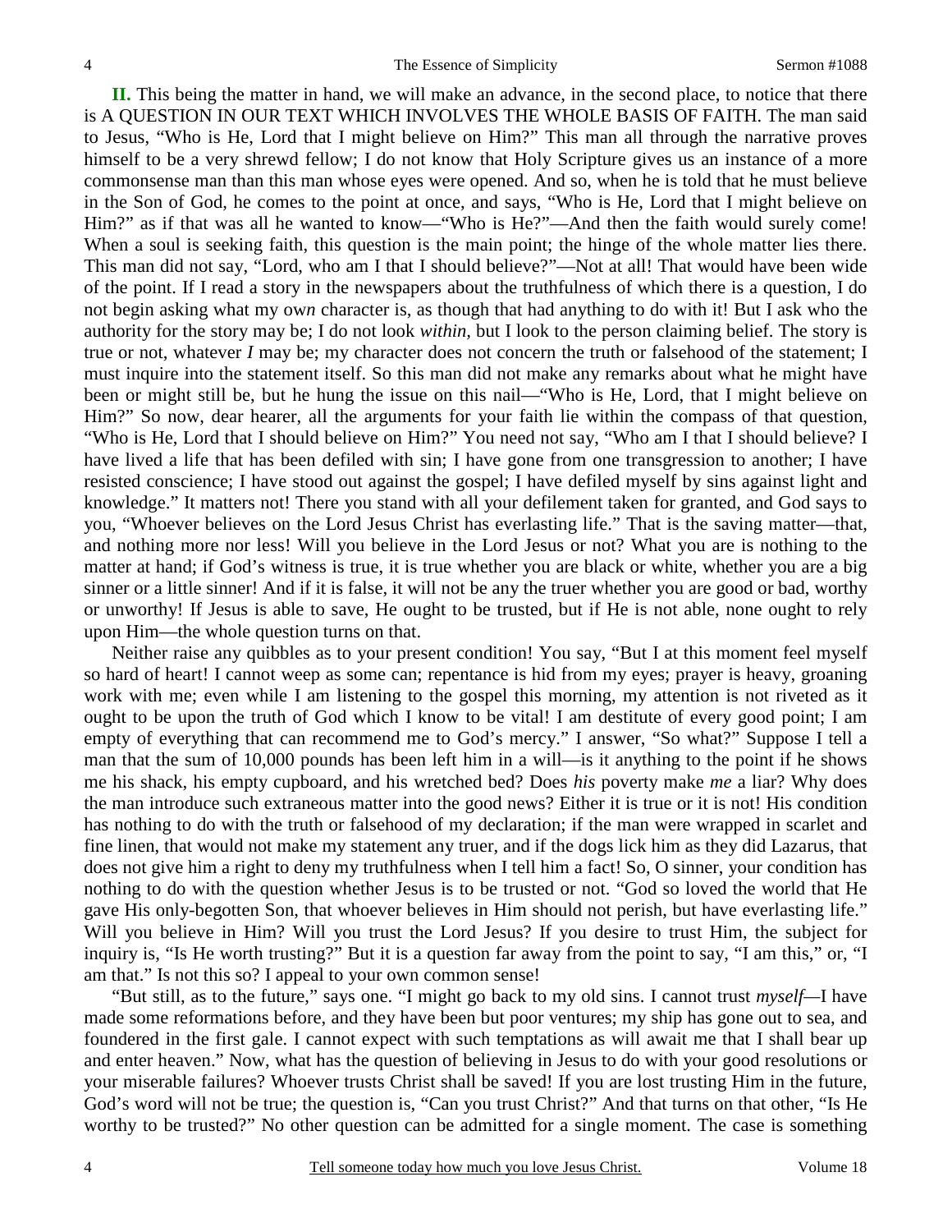**II.** This being the matter in hand, we will make an advance, in the second place, to notice that there is A QUESTION IN OUR TEXT WHICH INVOLVES THE WHOLE BASIS OF FAITH. The man said to Jesus, "Who is He, Lord that I might believe on Him?" This man all through the narrative proves himself to be a very shrewd fellow; I do not know that Holy Scripture gives us an instance of a more commonsense man than this man whose eyes were opened. And so, when he is told that he must believe in the Son of God, he comes to the point at once, and says, "Who is He, Lord that I might believe on Him?" as if that was all he wanted to know—"Who is He?"—And then the faith would surely come! When a soul is seeking faith, this question is the main point; the hinge of the whole matter lies there. This man did not say, "Lord, who am I that I should believe?"—Not at all! That would have been wide of the point. If I read a story in the newspapers about the truthfulness of which there is a question, I do not begin asking what my ow*n* character is, as though that had anything to do with it! But I ask who the authority for the story may be; I do not look *within,* but I look to the person claiming belief. The story is true or not, whatever *I* may be; my character does not concern the truth or falsehood of the statement; I must inquire into the statement itself. So this man did not make any remarks about what he might have been or might still be, but he hung the issue on this nail—"Who is He, Lord, that I might believe on Him?" So now, dear hearer, all the arguments for your faith lie within the compass of that question, "Who is He, Lord that I should believe on Him?" You need not say, "Who am I that I should believe? I have lived a life that has been defiled with sin; I have gone from one transgression to another; I have resisted conscience; I have stood out against the gospel; I have defiled myself by sins against light and knowledge." It matters not! There you stand with all your defilement taken for granted, and God says to you, "Whoever believes on the Lord Jesus Christ has everlasting life." That is the saving matter—that, and nothing more nor less! Will you believe in the Lord Jesus or not? What you are is nothing to the matter at hand; if God's witness is true, it is true whether you are black or white, whether you are a big sinner or a little sinner! And if it is false, it will not be any the truer whether you are good or bad, worthy or unworthy! If Jesus is able to save, He ought to be trusted, but if He is not able, none ought to rely upon Him—the whole question turns on that.

Neither raise any quibbles as to your present condition! You say, "But I at this moment feel myself so hard of heart! I cannot weep as some can; repentance is hid from my eyes; prayer is heavy, groaning work with me; even while I am listening to the gospel this morning, my attention is not riveted as it ought to be upon the truth of God which I know to be vital! I am destitute of every good point; I am empty of everything that can recommend me to God's mercy." I answer, "So what?" Suppose I tell a man that the sum of 10,000 pounds has been left him in a will—is it anything to the point if he shows me his shack, his empty cupboard, and his wretched bed? Does *his* poverty make *me* a liar? Why does the man introduce such extraneous matter into the good news? Either it is true or it is not! His condition has nothing to do with the truth or falsehood of my declaration; if the man were wrapped in scarlet and fine linen, that would not make my statement any truer, and if the dogs lick him as they did Lazarus, that does not give him a right to deny my truthfulness when I tell him a fact! So, O sinner, your condition has nothing to do with the question whether Jesus is to be trusted or not. "God so loved the world that He gave His only-begotten Son, that whoever believes in Him should not perish, but have everlasting life." Will you believe in Him? Will you trust the Lord Jesus? If you desire to trust Him, the subject for inquiry is, "Is He worth trusting?" But it is a question far away from the point to say, "I am this," or, "I am that." Is not this so? I appeal to your own common sense!

"But still, as to the future," says one. "I might go back to my old sins. I cannot trust *myself*—I have made some reformations before, and they have been but poor ventures; my ship has gone out to sea, and foundered in the first gale. I cannot expect with such temptations as will await me that I shall bear up and enter heaven." Now, what has the question of believing in Jesus to do with your good resolutions or your miserable failures? Whoever trusts Christ shall be saved! If you are lost trusting Him in the future, God's word will not be true; the question is, "Can you trust Christ?" And that turns on that other, "Is He worthy to be trusted?" No other question can be admitted for a single moment. The case is something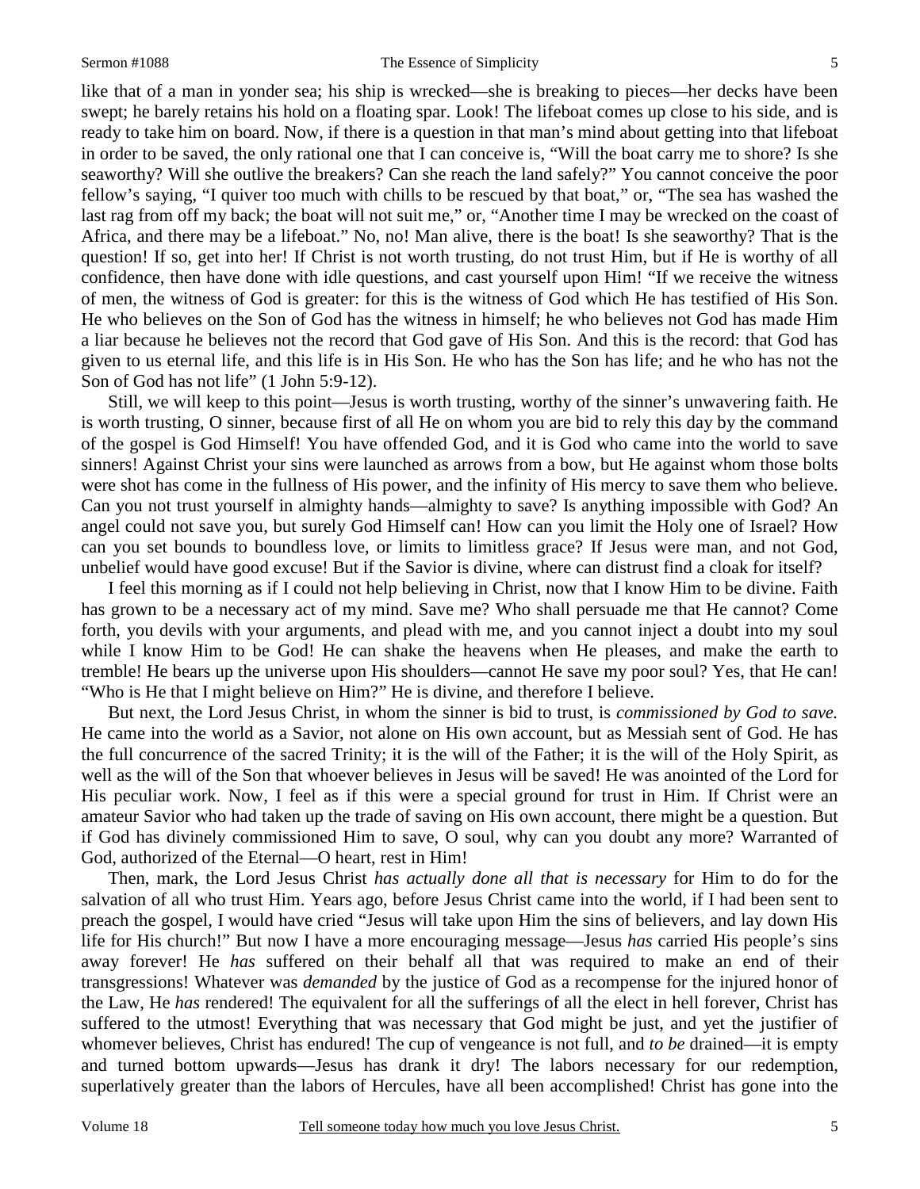like that of a man in yonder sea; his ship is wrecked—she is breaking to pieces—her decks have been swept; he barely retains his hold on a floating spar. Look! The lifeboat comes up close to his side, and is ready to take him on board. Now, if there is a question in that man's mind about getting into that lifeboat in order to be saved, the only rational one that I can conceive is, "Will the boat carry me to shore? Is she seaworthy? Will she outlive the breakers? Can she reach the land safely?" You cannot conceive the poor fellow's saying, "I quiver too much with chills to be rescued by that boat," or, "The sea has washed the last rag from off my back; the boat will not suit me," or, "Another time I may be wrecked on the coast of Africa, and there may be a lifeboat." No, no! Man alive, there is the boat! Is she seaworthy? That is the question! If so, get into her! If Christ is not worth trusting, do not trust Him, but if He is worthy of all confidence, then have done with idle questions, and cast yourself upon Him! "If we receive the witness of men, the witness of God is greater: for this is the witness of God which He has testified of His Son. He who believes on the Son of God has the witness in himself; he who believes not God has made Him a liar because he believes not the record that God gave of His Son. And this is the record: that God has given to us eternal life, and this life is in His Son. He who has the Son has life; and he who has not the Son of God has not life" (1 John 5:9-12).

Still, we will keep to this point—Jesus is worth trusting, worthy of the sinner's unwavering faith. He is worth trusting, O sinner, because first of all He on whom you are bid to rely this day by the command of the gospel is God Himself! You have offended God, and it is God who came into the world to save sinners! Against Christ your sins were launched as arrows from a bow, but He against whom those bolts were shot has come in the fullness of His power, and the infinity of His mercy to save them who believe. Can you not trust yourself in almighty hands—almighty to save? Is anything impossible with God? An angel could not save you, but surely God Himself can! How can you limit the Holy one of Israel? How can you set bounds to boundless love, or limits to limitless grace? If Jesus were man, and not God, unbelief would have good excuse! But if the Savior is divine, where can distrust find a cloak for itself?

I feel this morning as if I could not help believing in Christ, now that I know Him to be divine. Faith has grown to be a necessary act of my mind. Save me? Who shall persuade me that He cannot? Come forth, you devils with your arguments, and plead with me, and you cannot inject a doubt into my soul while I know Him to be God! He can shake the heavens when He pleases, and make the earth to tremble! He bears up the universe upon His shoulders—cannot He save my poor soul? Yes, that He can! "Who is He that I might believe on Him?" He is divine, and therefore I believe.

But next, the Lord Jesus Christ, in whom the sinner is bid to trust, is *commissioned by God to save.* He came into the world as a Savior, not alone on His own account, but as Messiah sent of God. He has the full concurrence of the sacred Trinity; it is the will of the Father; it is the will of the Holy Spirit, as well as the will of the Son that whoever believes in Jesus will be saved! He was anointed of the Lord for His peculiar work. Now, I feel as if this were a special ground for trust in Him. If Christ were an amateur Savior who had taken up the trade of saving on His own account, there might be a question. But if God has divinely commissioned Him to save, O soul, why can you doubt any more? Warranted of God, authorized of the Eternal—O heart, rest in Him!

Then, mark, the Lord Jesus Christ *has actually done all that is necessary* for Him to do for the salvation of all who trust Him. Years ago, before Jesus Christ came into the world, if I had been sent to preach the gospel, I would have cried "Jesus will take upon Him the sins of believers, and lay down His life for His church!" But now I have a more encouraging message—Jesus *has* carried His people's sins away forever! He *has* suffered on their behalf all that was required to make an end of their transgressions! Whatever was *demanded* by the justice of God as a recompense for the injured honor of the Law, He *has* rendered! The equivalent for all the sufferings of all the elect in hell forever, Christ has suffered to the utmost! Everything that was necessary that God might be just, and yet the justifier of whomever believes, Christ has endured! The cup of vengeance is not full, and *to be* drained—it is empty and turned bottom upwards—Jesus has drank it dry! The labors necessary for our redemption, superlatively greater than the labors of Hercules, have all been accomplished! Christ has gone into the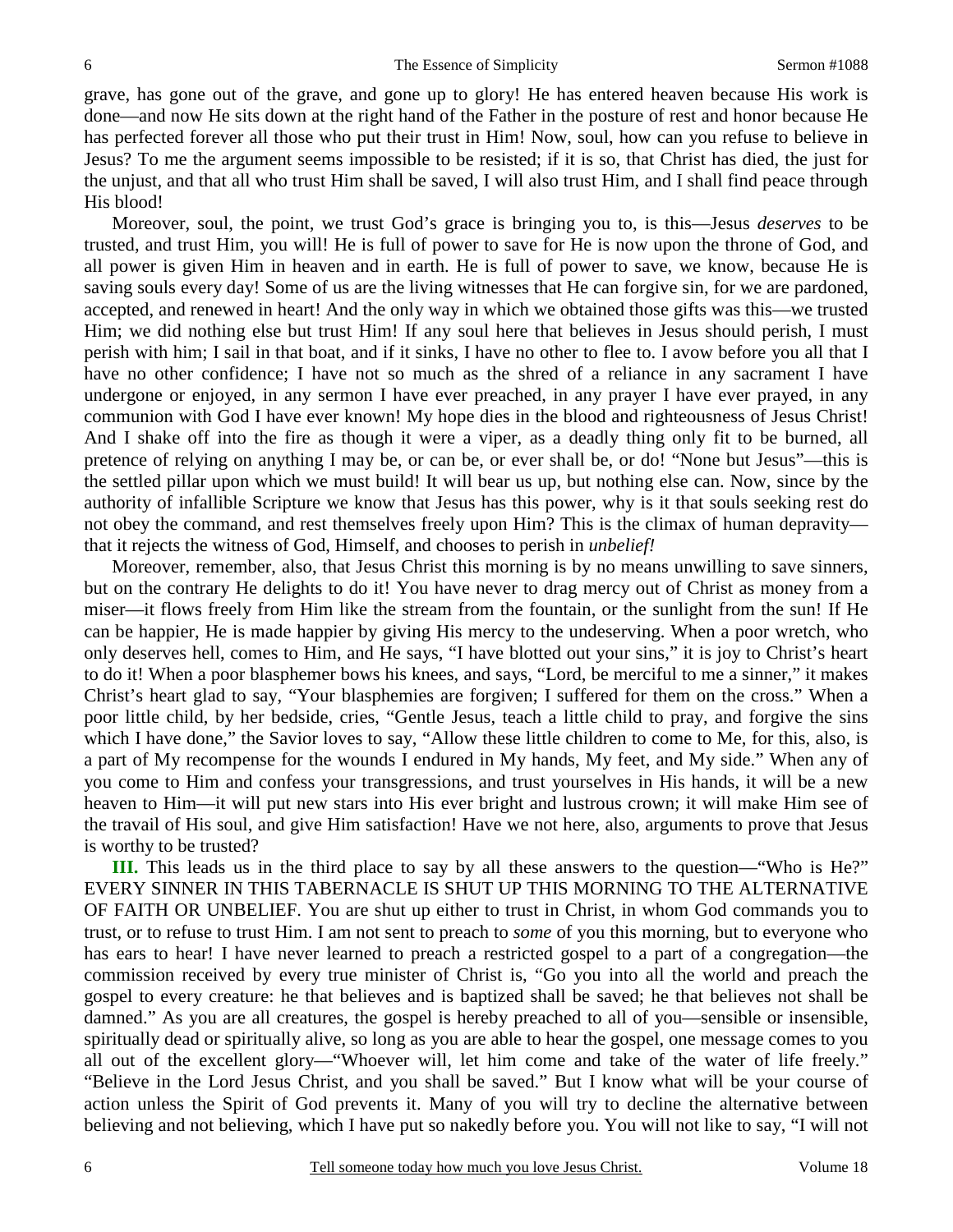grave, has gone out of the grave, and gone up to glory! He has entered heaven because His work is done—and now He sits down at the right hand of the Father in the posture of rest and honor because He has perfected forever all those who put their trust in Him! Now, soul, how can you refuse to believe in Jesus? To me the argument seems impossible to be resisted; if it is so, that Christ has died, the just for the unjust, and that all who trust Him shall be saved, I will also trust Him, and I shall find peace through His blood!

Moreover, soul, the point, we trust God's grace is bringing you to, is this—Jesus *deserves* to be trusted, and trust Him, you will! He is full of power to save for He is now upon the throne of God, and all power is given Him in heaven and in earth. He is full of power to save, we know, because He is saving souls every day! Some of us are the living witnesses that He can forgive sin, for we are pardoned, accepted, and renewed in heart! And the only way in which we obtained those gifts was this—we trusted Him; we did nothing else but trust Him! If any soul here that believes in Jesus should perish, I must perish with him; I sail in that boat, and if it sinks, I have no other to flee to. I avow before you all that I have no other confidence; I have not so much as the shred of a reliance in any sacrament I have undergone or enjoyed, in any sermon I have ever preached, in any prayer I have ever prayed, in any communion with God I have ever known! My hope dies in the blood and righteousness of Jesus Christ! And I shake off into the fire as though it were a viper, as a deadly thing only fit to be burned, all pretence of relying on anything I may be, or can be, or ever shall be, or do! "None but Jesus"—this is the settled pillar upon which we must build! It will bear us up, but nothing else can. Now, since by the authority of infallible Scripture we know that Jesus has this power, why is it that souls seeking rest do not obey the command, and rest themselves freely upon Him? This is the climax of human depravity—that it rejects the witness of God, Himself, and chooses to perish in *unbelief!*

Moreover, remember, also, that Jesus Christ this morning is by no means unwilling to save sinners, but on the contrary He delights to do it! You have never to drag mercy out of Christ as money from a miser—it flows freely from Him like the stream from the fountain, or the sunlight from the sun! If He can be happier, He is made happier by giving His mercy to the undeserving. When a poor wretch, who only deserves hell, comes to Him, and He says, "I have blotted out your sins," it is joy to Christ's heart to do it! When a poor blasphemer bows his knees, and says, "Lord, be merciful to me a sinner," it makes Christ's heart glad to say, "Your blasphemies are forgiven; I suffered for them on the cross." When a poor little child, by her bedside, cries, "Gentle Jesus, teach a little child to pray, and forgive the sins which I have done," the Savior loves to say, "Allow these little children to come to Me, for this, also, is a part of My recompense for the wounds I endured in My hands, My feet, and My side." When any of you come to Him and confess your transgressions, and trust yourselves in His hands, it will be a new heaven to Him—it will put new stars into His ever bright and lustrous crown; it will make Him see of the travail of His soul, and give Him satisfaction! Have we not here, also, arguments to prove that Jesus is worthy to be trusted?

**III.** This leads us in the third place to say by all these answers to the question—"Who is He?" EVERY SINNER IN THIS TABERNACLE IS SHUT UP THIS MORNING TO THE ALTERNATIVE OF FAITH OR UNBELIEF. You are shut up either to trust in Christ, in whom God commands you to trust, or to refuse to trust Him. I am not sent to preach to *some* of you this morning, but to everyone who has ears to hear! I have never learned to preach a restricted gospel to a part of a congregation—the commission received by every true minister of Christ is, "Go you into all the world and preach the gospel to every creature: he that believes and is baptized shall be saved; he that believes not shall be damned." As you are all creatures, the gospel is hereby preached to all of you—sensible or insensible, spiritually dead or spiritually alive, so long as you are able to hear the gospel, one message comes to you all out of the excellent glory—"Whoever will, let him come and take of the water of life freely." "Believe in the Lord Jesus Christ, and you shall be saved." But I know what will be your course of action unless the Spirit of God prevents it. Many of you will try to decline the alternative between believing and not believing, which I have put so nakedly before you. You will not like to say, "I will not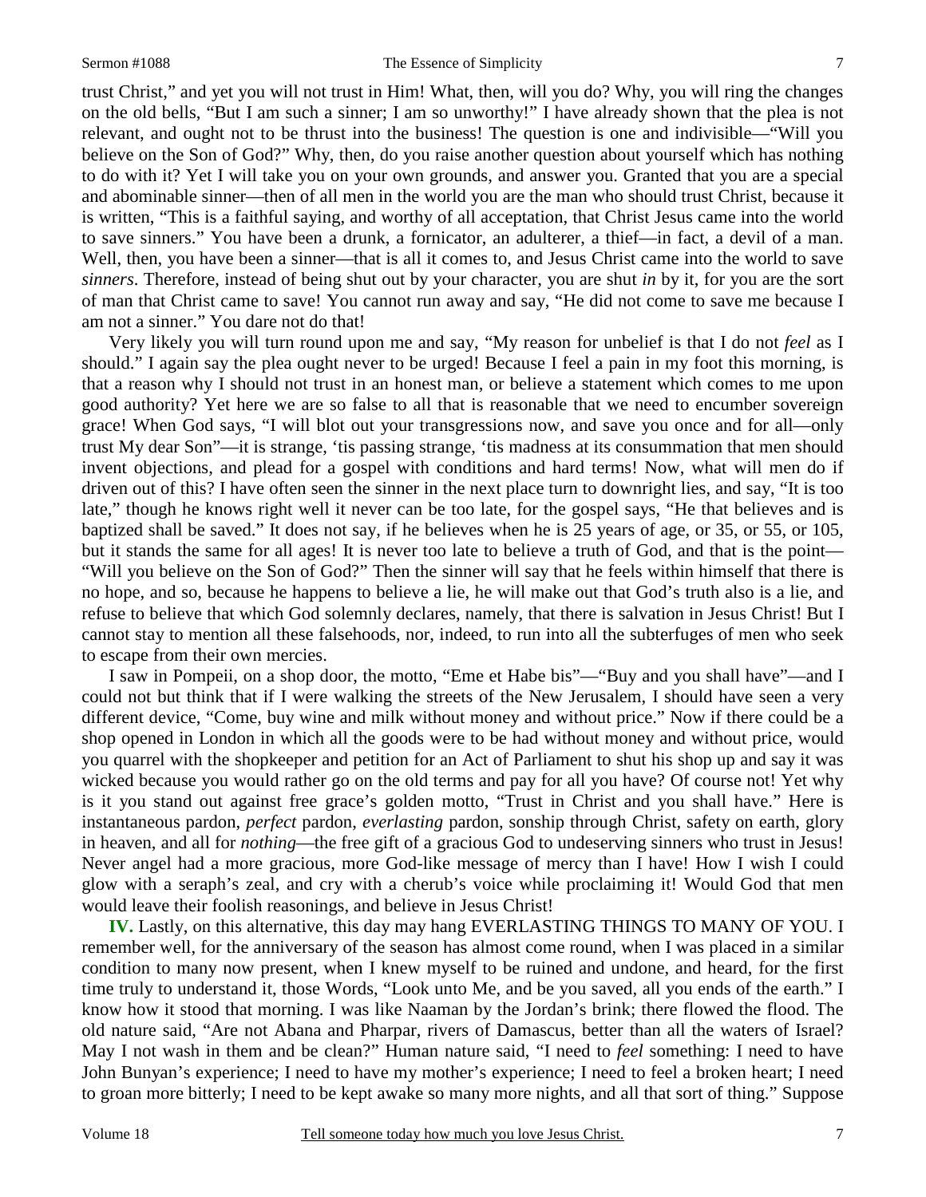trust Christ," and yet you will not trust in Him! What, then, will you do? Why, you will ring the changes on the old bells, "But I am such a sinner; I am so unworthy!" I have already shown that the plea is not relevant, and ought not to be thrust into the business! The question is one and indivisible—"Will you believe on the Son of God?" Why, then, do you raise another question about yourself which has nothing to do with it? Yet I will take you on your own grounds, and answer you. Granted that you are a special and abominable sinner—then of all men in the world you are the man who should trust Christ, because it is written, "This is a faithful saying, and worthy of all acceptation, that Christ Jesus came into the world to save sinners." You have been a drunk, a fornicator, an adulterer, a thief—in fact, a devil of a man. Well, then, you have been a sinner—that is all it comes to, and Jesus Christ came into the world to save *sinners*. Therefore, instead of being shut out by your character, you are shut *in* by it, for you are the sort of man that Christ came to save! You cannot run away and say, "He did not come to save me because I am not a sinner." You dare not do that!

Very likely you will turn round upon me and say, "My reason for unbelief is that I do not *feel* as I should." I again say the plea ought never to be urged! Because I feel a pain in my foot this morning, is that a reason why I should not trust in an honest man, or believe a statement which comes to me upon good authority? Yet here we are so false to all that is reasonable that we need to encumber sovereign grace! When God says, "I will blot out your transgressions now, and save you once and for all—only trust My dear Son"—it is strange, 'tis passing strange, 'tis madness at its consummation that men should invent objections, and plead for a gospel with conditions and hard terms! Now, what will men do if driven out of this? I have often seen the sinner in the next place turn to downright lies, and say, "It is too late," though he knows right well it never can be too late, for the gospel says, "He that believes and is baptized shall be saved." It does not say, if he believes when he is 25 years of age, or 35, or 55, or 105, but it stands the same for all ages! It is never too late to believe a truth of God, and that is the point—"Will you believe on the Son of God?" Then the sinner will say that he feels within himself that there is no hope, and so, because he happens to believe a lie, he will make out that God's truth also is a lie, and refuse to believe that which God solemnly declares, namely, that there is salvation in Jesus Christ! But I cannot stay to mention all these falsehoods, nor, indeed, to run into all the subterfuges of men who seek to escape from their own mercies.

I saw in Pompeii, on a shop door, the motto, "Eme et Habe bis"—"Buy and you shall have"—and I could not but think that if I were walking the streets of the New Jerusalem, I should have seen a very different device, "Come, buy wine and milk without money and without price." Now if there could be a shop opened in London in which all the goods were to be had without money and without price, would you quarrel with the shopkeeper and petition for an Act of Parliament to shut his shop up and say it was wicked because you would rather go on the old terms and pay for all you have? Of course not! Yet why is it you stand out against free grace's golden motto, "Trust in Christ and you shall have." Here is instantaneous pardon, *perfect* pardon, *everlasting* pardon, sonship through Christ, safety on earth, glory in heaven, and all for *nothing*—the free gift of a gracious God to undeserving sinners who trust in Jesus! Never angel had a more gracious, more God-like message of mercy than I have! How I wish I could glow with a seraph's zeal, and cry with a cherub's voice while proclaiming it! Would God that men would leave their foolish reasonings, and believe in Jesus Christ!

**IV.** Lastly, on this alternative, this day may hang EVERLASTING THINGS TO MANY OF YOU. I remember well, for the anniversary of the season has almost come round, when I was placed in a similar condition to many now present, when I knew myself to be ruined and undone, and heard, for the first time truly to understand it, those Words, "Look unto Me, and be you saved, all you ends of the earth." I know how it stood that morning. I was like Naaman by the Jordan's brink; there flowed the flood. The old nature said, "Are not Abana and Pharpar, rivers of Damascus, better than all the waters of Israel? May I not wash in them and be clean?" Human nature said, "I need to *feel* something: I need to have John Bunyan's experience; I need to have my mother's experience; I need to feel a broken heart; I need to groan more bitterly; I need to be kept awake so many more nights, and all that sort of thing." Suppose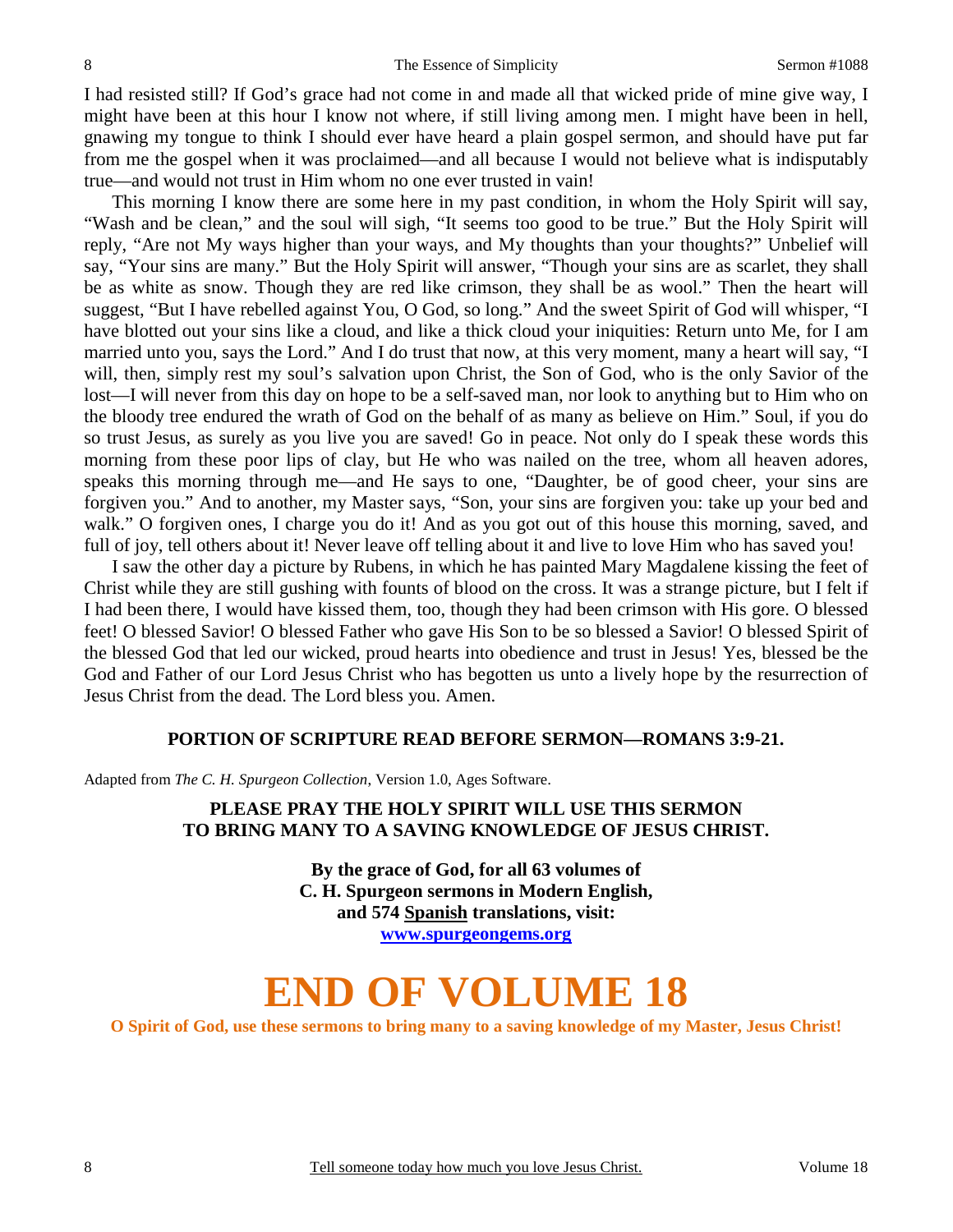I had resisted still? If God's grace had not come in and made all that wicked pride of mine give way, I might have been at this hour I know not where, if still living among men. I might have been in hell, gnawing my tongue to think I should ever have heard a plain gospel sermon, and should have put far from me the gospel when it was proclaimed—and all because I would not believe what is indisputably true—and would not trust in Him whom no one ever trusted in vain!

This morning I know there are some here in my past condition, in whom the Holy Spirit will say, "Wash and be clean," and the soul will sigh, "It seems too good to be true." But the Holy Spirit will reply, "Are not My ways higher than your ways, and My thoughts than your thoughts?" Unbelief will say, "Your sins are many." But the Holy Spirit will answer, "Though your sins are as scarlet, they shall be as white as snow. Though they are red like crimson, they shall be as wool." Then the heart will suggest, "But I have rebelled against You, O God, so long." And the sweet Spirit of God will whisper, "I have blotted out your sins like a cloud, and like a thick cloud your iniquities: Return unto Me, for I am married unto you, says the Lord." And I do trust that now, at this very moment, many a heart will say, "I will, then, simply rest my soul's salvation upon Christ, the Son of God, who is the only Savior of the lost—I will never from this day on hope to be a self-saved man, nor look to anything but to Him who on the bloody tree endured the wrath of God on the behalf of as many as believe on Him." Soul, if you do so trust Jesus, as surely as you live you are saved! Go in peace. Not only do I speak these words this morning from these poor lips of clay, but He who was nailed on the tree, whom all heaven adores, speaks this morning through me—and He says to one, "Daughter, be of good cheer, your sins are forgiven you." And to another, my Master says, "Son, your sins are forgiven you: take up your bed and walk." O forgiven ones, I charge you do it! And as you got out of this house this morning, saved, and full of joy, tell others about it! Never leave off telling about it and live to love Him who has saved you!

I saw the other day a picture by Rubens, in which he has painted Mary Magdalene kissing the feet of Christ while they are still gushing with founts of blood on the cross. It was a strange picture, but I felt if I had been there, I would have kissed them, too, though they had been crimson with His gore. O blessed feet! O blessed Savior! O blessed Father who gave His Son to be so blessed a Savior! O blessed Spirit of the blessed God that led our wicked, proud hearts into obedience and trust in Jesus! Yes, blessed be the God and Father of our Lord Jesus Christ who has begotten us unto a lively hope by the resurrection of Jesus Christ from the dead. The Lord bless you. Amen.

**PORTION OF SCRIPTURE READ BEFORE SERMON—ROMANS 3:9-21.**

Adapted from *The C. H. Spurgeon Collection*, Version 1.0, Ages Software.

**PLEASE PRAY THE HOLY SPIRIT WILL USE THIS SERMON TO BRING MANY TO A SAVING KNOWLEDGE OF JESUS CHRIST.**

**By the grace of God, for all 63 volumes of C. H. Spurgeon sermons in Modern English, and 574 Spanish translations, visit: www.spurgeongems.org**

# END OF VOLUME 18

**O Spirit of God, use these sermons to bring many to a saving knowledge of my Master, Jesus Christ!**